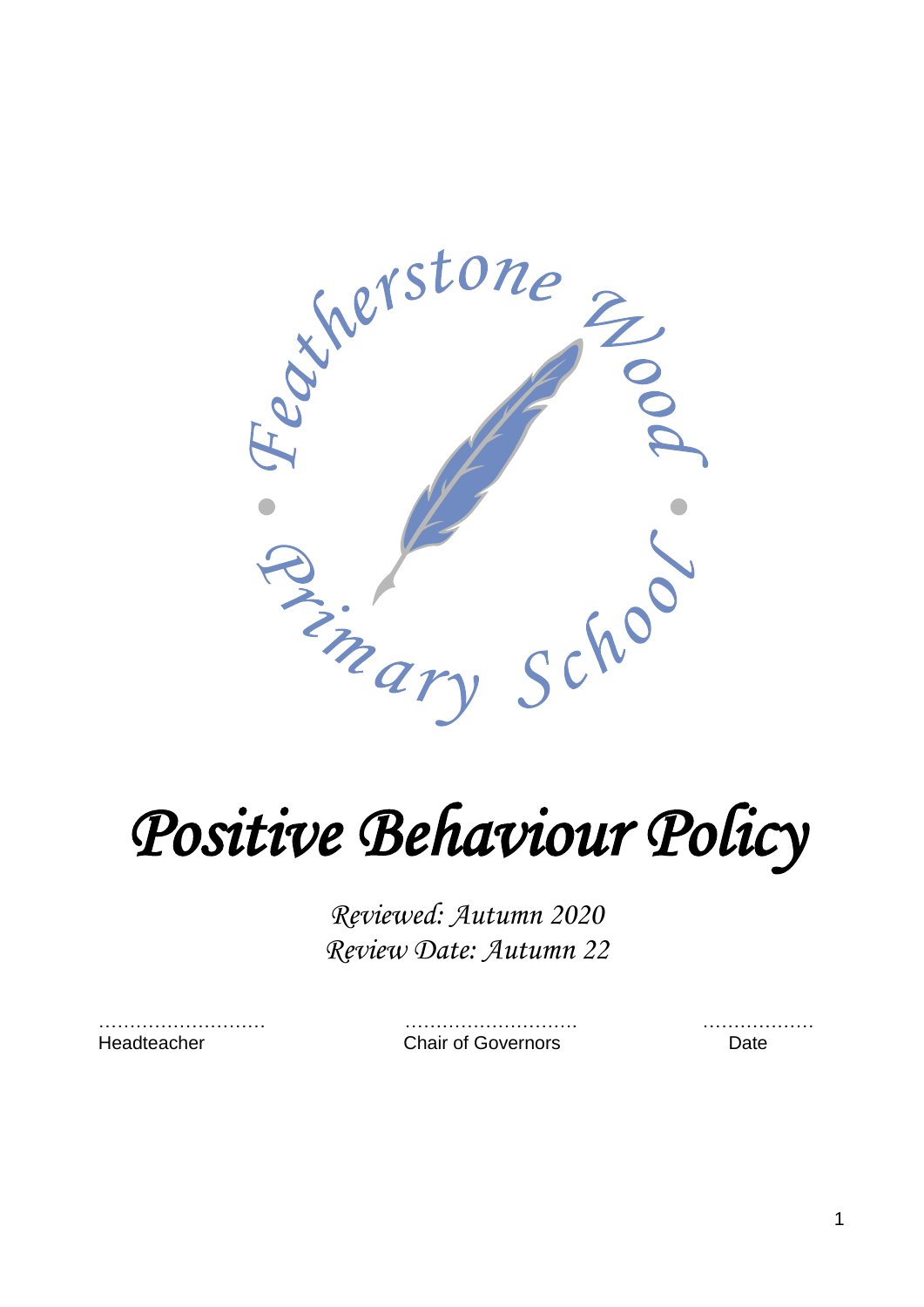Featherstone Wood Primary School

# *Positive Behaviour Policy*

*Reviewed: Autumn 2020*
*Review Date: Autumn 22*

| ……………………… | ……………………… | ……………… |
| --- | --- | --- |
| Headteacher | Chair of Governors | Date |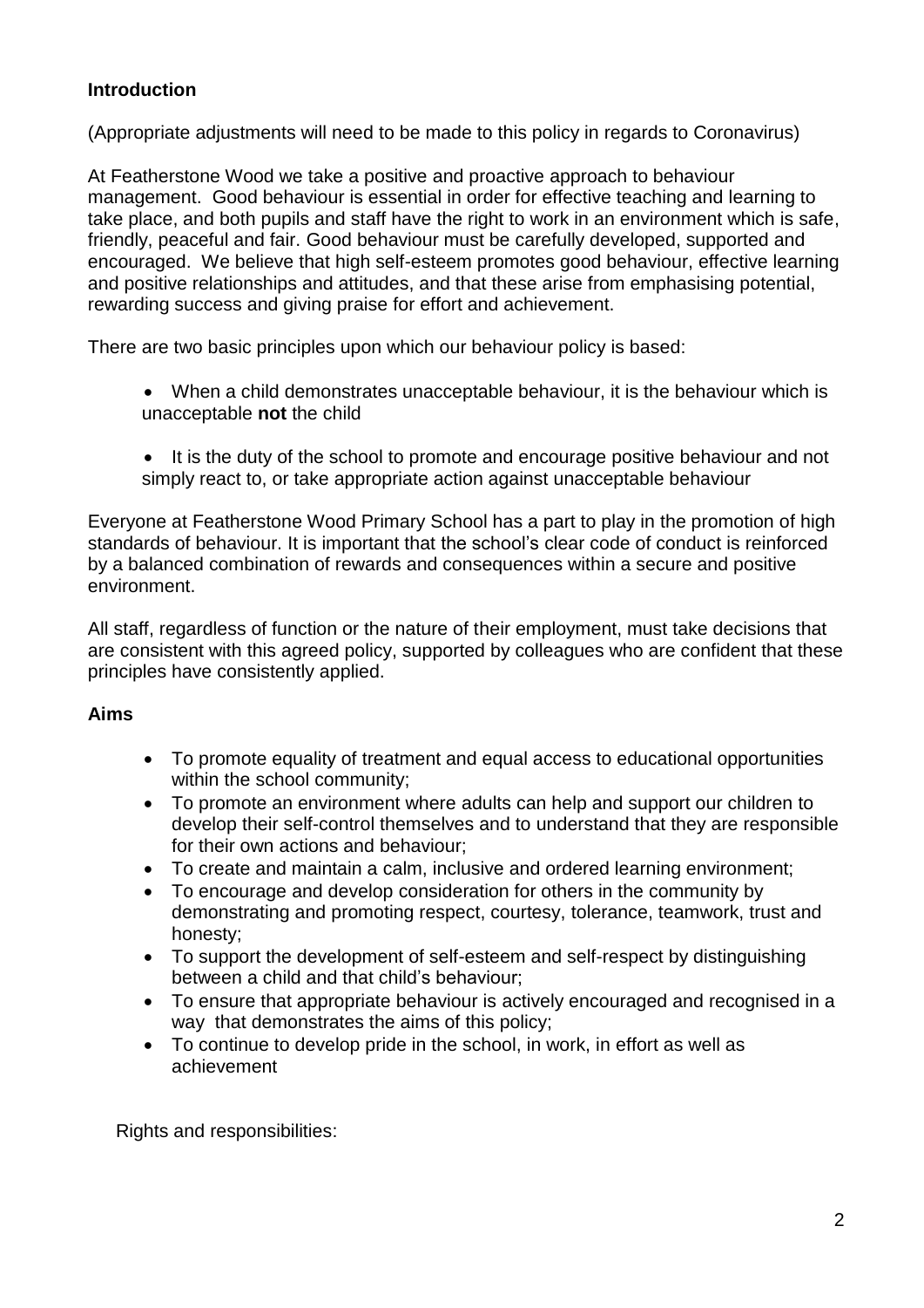## Introduction

(Appropriate adjustments will need to be made to this policy in regards to Coronavirus)

At Featherstone Wood we take a positive and proactive approach to behaviour management. Good behaviour is essential in order for effective teaching and learning to take place, and both pupils and staff have the right to work in an environment which is safe, friendly, peaceful and fair. Good behaviour must be carefully developed, supported and encouraged. We believe that high self-esteem promotes good behaviour, effective learning and positive relationships and attitudes, and that these arise from emphasising potential, rewarding success and giving praise for effort and achievement.

There are two basic principles upon which our behaviour policy is based:

- When a child demonstrates unacceptable behaviour, it is the behaviour which is unacceptable **not** the child
- It is the duty of the school to promote and encourage positive behaviour and not simply react to, or take appropriate action against unacceptable behaviour

Everyone at Featherstone Wood Primary School has a part to play in the promotion of high standards of behaviour. It is important that the school's clear code of conduct is reinforced by a balanced combination of rewards and consequences within a secure and positive environment.

All staff, regardless of function or the nature of their employment, must take decisions that are consistent with this agreed policy, supported by colleagues who are confident that these principles have consistently applied.

## Aims

- To promote equality of treatment and equal access to educational opportunities within the school community;
- To promote an environment where adults can help and support our children to develop their self-control themselves and to understand that they are responsible for their own actions and behaviour;
- To create and maintain a calm, inclusive and ordered learning environment;
- To encourage and develop consideration for others in the community by demonstrating and promoting respect, courtesy, tolerance, teamwork, trust and honesty;
- To support the development of self-esteem and self-respect by distinguishing between a child and that child's behaviour;
- To ensure that appropriate behaviour is actively encouraged and recognised in a way that demonstrates the aims of this policy;
- To continue to develop pride in the school, in work, in effort as well as achievement

Rights and responsibilities: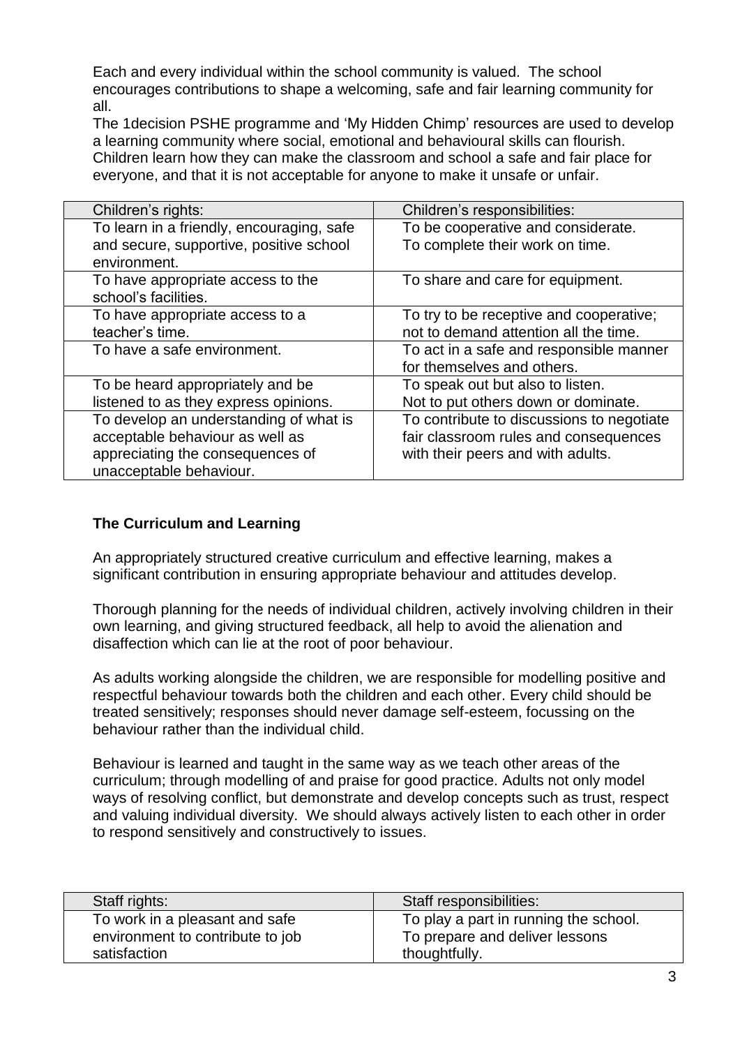Each and every individual within the school community is valued. The school encourages contributions to shape a welcoming, safe and fair learning community for all.

The 1decision PSHE programme and 'My Hidden Chimp' resources are used to develop a learning community where social, emotional and behavioural skills can flourish. Children learn how they can make the classroom and school a safe and fair place for everyone, and that it is not acceptable for anyone to make it unsafe or unfair.

| Children's rights: | Children's responsibilities: |
| --- | --- |
| To learn in a friendly, encouraging, safe and secure, supportive, positive school environment. | To be cooperative and considerate. To complete their work on time. |
| To have appropriate access to the school's facilities. | To share and care for equipment. |
| To have appropriate access to a teacher's time. | To try to be receptive and cooperative; not to demand attention all the time. |
| To have a safe environment. | To act in a safe and responsible manner for themselves and others. |
| To be heard appropriately and be listened to as they express opinions. | To speak out but also to listen. Not to put others down or dominate. |
| To develop an understanding of what is acceptable behaviour as well as appreciating the consequences of unacceptable behaviour. | To contribute to discussions to negotiate fair classroom rules and consequences with their peers and with adults. |

### The Curriculum and Learning

An appropriately structured creative curriculum and effective learning, makes a significant contribution in ensuring appropriate behaviour and attitudes develop.

Thorough planning for the needs of individual children, actively involving children in their own learning, and giving structured feedback, all help to avoid the alienation and disaffection which can lie at the root of poor behaviour.

As adults working alongside the children, we are responsible for modelling positive and respectful behaviour towards both the children and each other. Every child should be treated sensitively; responses should never damage self-esteem, focussing on the behaviour rather than the individual child.

Behaviour is learned and taught in the same way as we teach other areas of the curriculum; through modelling of and praise for good practice. Adults not only model ways of resolving conflict, but demonstrate and develop concepts such as trust, respect and valuing individual diversity. We should always actively listen to each other in order to respond sensitively and constructively to issues.

| Staff rights: | Staff responsibilities: |
| --- | --- |
| To work in a pleasant and safe environment to contribute to job satisfaction | To play a part in running the school. To prepare and deliver lessons thoughtfully. |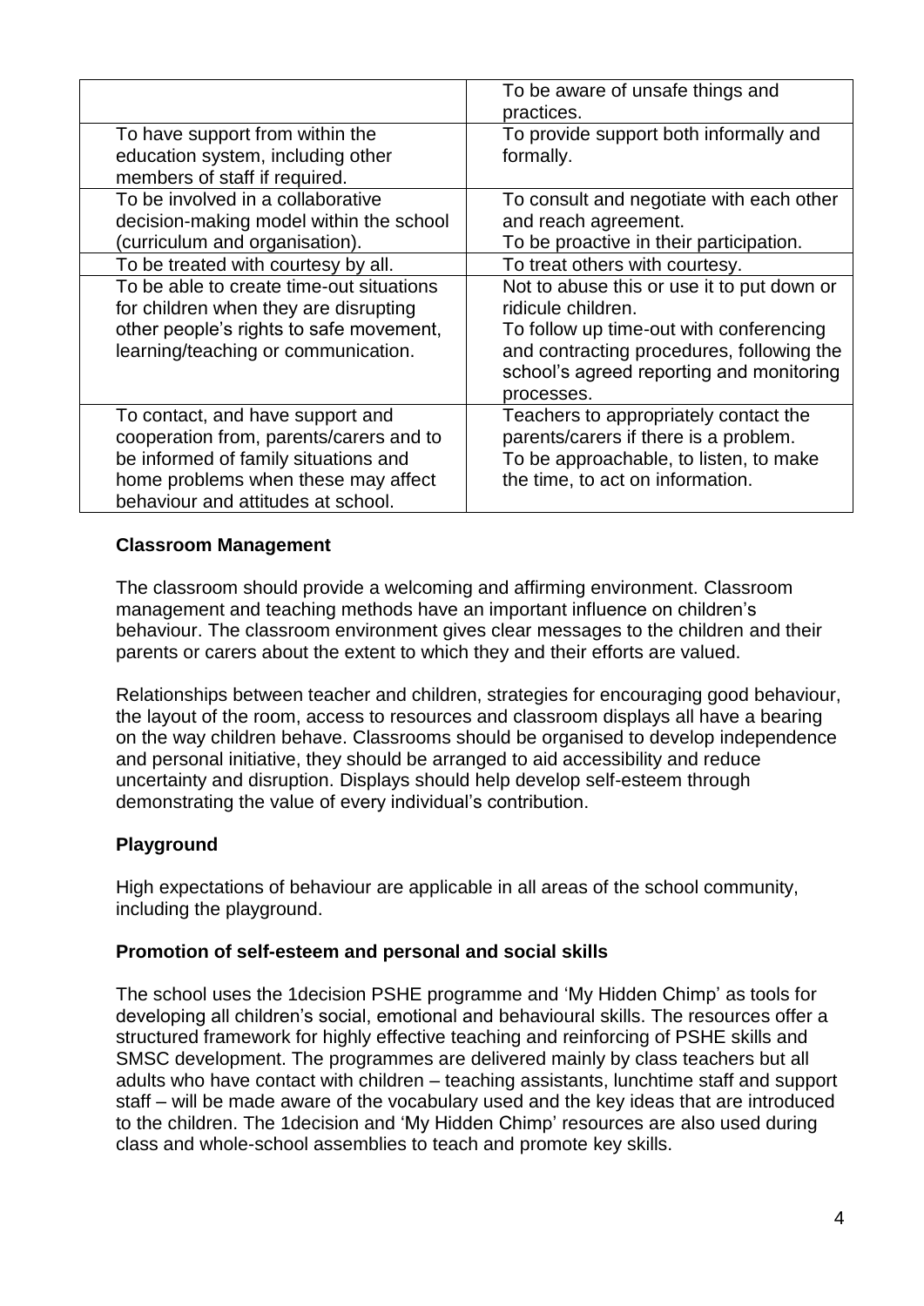| | |
|---|---|
| | To be aware of unsafe things and practices. |
| To have support from within the education system, including other members of staff if required. | To provide support both informally and formally. |
| To be involved in a collaborative decision-making model within the school (curriculum and organisation). | To consult and negotiate with each other and reach agreement. To be proactive in their participation. |
| To be treated with courtesy by all. | To treat others with courtesy. |
| To be able to create time-out situations for children when they are disrupting other people's rights to safe movement, learning/teaching or communication. | Not to abuse this or use it to put down or ridicule children. To follow up time-out with conferencing and contracting procedures, following the school's agreed reporting and monitoring processes. |
| To contact, and have support and cooperation from, parents/carers and to be informed of family situations and home problems when these may affect behaviour and attitudes at school. | Teachers to appropriately contact the parents/carers if there is a problem. To be approachable, to listen, to make the time, to act on information. |

**Classroom Management**

The classroom should provide a welcoming and affirming environment. Classroom management and teaching methods have an important influence on children's behaviour. The classroom environment gives clear messages to the children and their parents or carers about the extent to which they and their efforts are valued.

Relationships between teacher and children, strategies for encouraging good behaviour, the layout of the room, access to resources and classroom displays all have a bearing on the way children behave. Classrooms should be organised to develop independence and personal initiative, they should be arranged to aid accessibility and reduce uncertainty and disruption. Displays should help develop self-esteem through demonstrating the value of every individual's contribution.

**Playground**

High expectations of behaviour are applicable in all areas of the school community, including the playground.

**Promotion of self-esteem and personal and social skills**

The school uses the 1decision PSHE programme and 'My Hidden Chimp' as tools for developing all children's social, emotional and behavioural skills. The resources offer a structured framework for highly effective teaching and reinforcing of PSHE skills and SMSC development. The programmes are delivered mainly by class teachers but all adults who have contact with children – teaching assistants, lunchtime staff and support staff – will be made aware of the vocabulary used and the key ideas that are introduced to the children. The 1decision and 'My Hidden Chimp' resources are also used during class and whole-school assemblies to teach and promote key skills.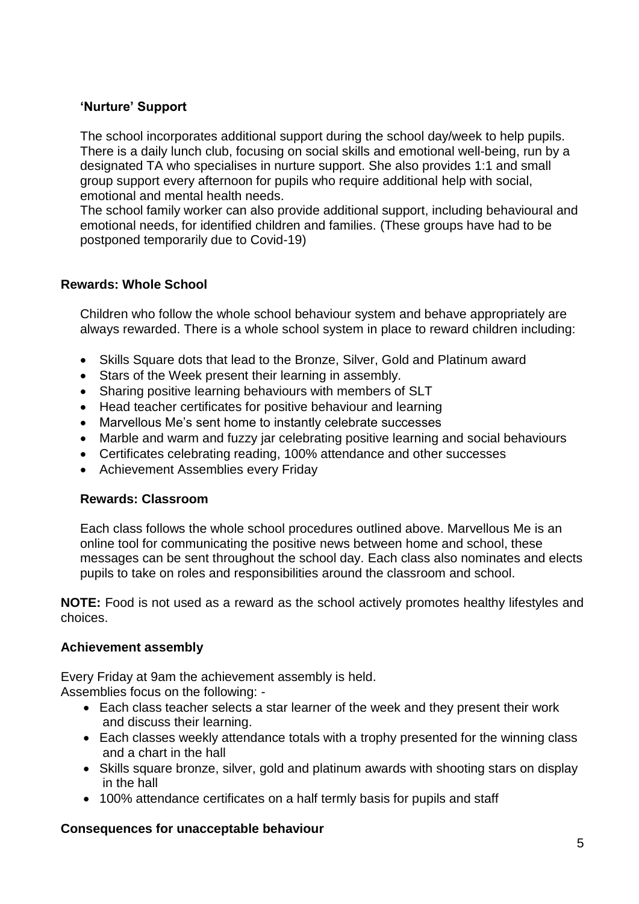### 'Nurture' Support

The school incorporates additional support during the school day/week to help pupils. There is a daily lunch club, focusing on social skills and emotional well-being, run by a designated TA who specialises in nurture support. She also provides 1:1 and small group support every afternoon for pupils who require additional help with social, emotional and mental health needs.
The school family worker can also provide additional support, including behavioural and emotional needs, for identified children and families. (These groups have had to be postponed temporarily due to Covid-19)

### Rewards: Whole School

Children who follow the whole school behaviour system and behave appropriately are always rewarded. There is a whole school system in place to reward children including:

- Skills Square dots that lead to the Bronze, Silver, Gold and Platinum award
- Stars of the Week present their learning in assembly.
- Sharing positive learning behaviours with members of SLT
- Head teacher certificates for positive behaviour and learning
- Marvellous Me's sent home to instantly celebrate successes
- Marble and warm and fuzzy jar celebrating positive learning and social behaviours
- Certificates celebrating reading, 100% attendance and other successes
- Achievement Assemblies every Friday

### Rewards: Classroom

Each class follows the whole school procedures outlined above. Marvellous Me is an online tool for communicating the positive news between home and school, these messages can be sent throughout the school day. Each class also nominates and elects pupils to take on roles and responsibilities around the classroom and school.

**NOTE:** Food is not used as a reward as the school actively promotes healthy lifestyles and choices.

### Achievement assembly

Every Friday at 9am the achievement assembly is held.
Assemblies focus on the following: -

- Each class teacher selects a star learner of the week and they present their work and discuss their learning.
- Each classes weekly attendance totals with a trophy presented for the winning class and a chart in the hall
- Skills square bronze, silver, gold and platinum awards with shooting stars on display in the hall
- 100% attendance certificates on a half termly basis for pupils and staff

### Consequences for unacceptable behaviour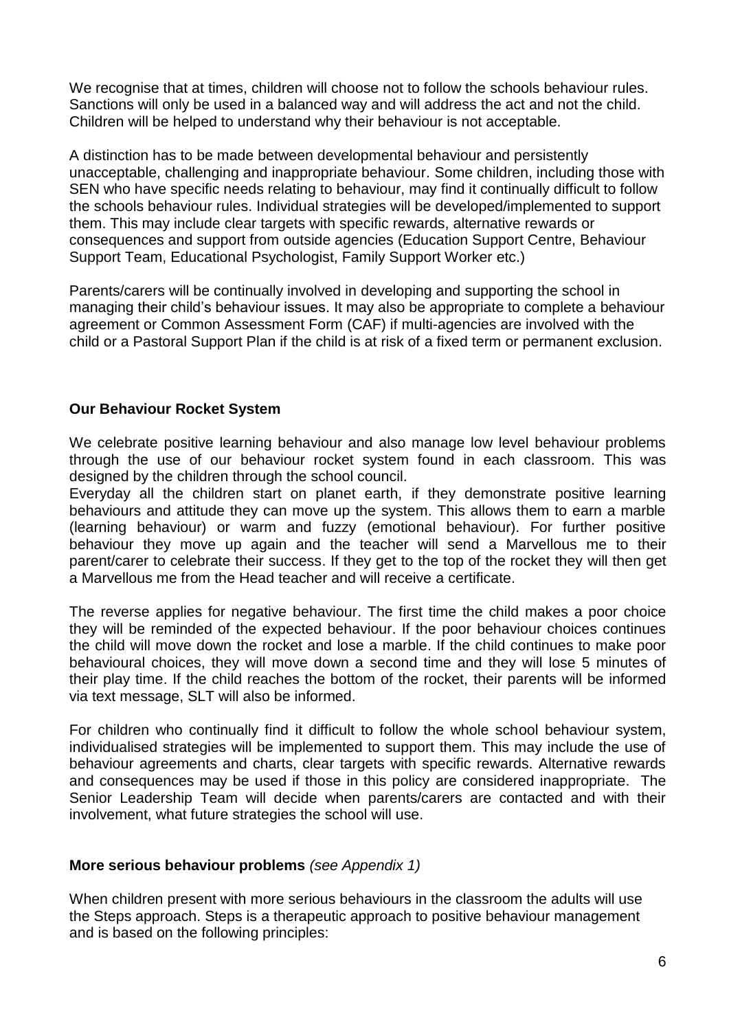We recognise that at times, children will choose not to follow the schools behaviour rules. Sanctions will only be used in a balanced way and will address the act and not the child. Children will be helped to understand why their behaviour is not acceptable.

A distinction has to be made between developmental behaviour and persistently unacceptable, challenging and inappropriate behaviour. Some children, including those with SEN who have specific needs relating to behaviour, may find it continually difficult to follow the schools behaviour rules. Individual strategies will be developed/implemented to support them. This may include clear targets with specific rewards, alternative rewards or consequences and support from outside agencies (Education Support Centre, Behaviour Support Team, Educational Psychologist, Family Support Worker etc.)

Parents/carers will be continually involved in developing and supporting the school in managing their child's behaviour issues. It may also be appropriate to complete a behaviour agreement or Common Assessment Form (CAF) if multi-agencies are involved with the child or a Pastoral Support Plan if the child is at risk of a fixed term or permanent exclusion.

**Our Behaviour Rocket System**

We celebrate positive learning behaviour and also manage low level behaviour problems through the use of our behaviour rocket system found in each classroom. This was designed by the children through the school council.

Everyday all the children start on planet earth, if they demonstrate positive learning behaviours and attitude they can move up the system. This allows them to earn a marble (learning behaviour) or warm and fuzzy (emotional behaviour). For further positive behaviour they move up again and the teacher will send a Marvellous me to their parent/carer to celebrate their success. If they get to the top of the rocket they will then get a Marvellous me from the Head teacher and will receive a certificate.

The reverse applies for negative behaviour. The first time the child makes a poor choice they will be reminded of the expected behaviour. If the poor behaviour choices continues the child will move down the rocket and lose a marble. If the child continues to make poor behavioural choices, they will move down a second time and they will lose 5 minutes of their play time. If the child reaches the bottom of the rocket, their parents will be informed via text message, SLT will also be informed.

For children who continually find it difficult to follow the whole school behaviour system, individualised strategies will be implemented to support them. This may include the use of behaviour agreements and charts, clear targets with specific rewards. Alternative rewards and consequences may be used if those in this policy are considered inappropriate. The Senior Leadership Team will decide when parents/carers are contacted and with their involvement, what future strategies the school will use.

**More serious behaviour problems** *(see Appendix 1)*

When children present with more serious behaviours in the classroom the adults will use the Steps approach. Steps is a therapeutic approach to positive behaviour management and is based on the following principles: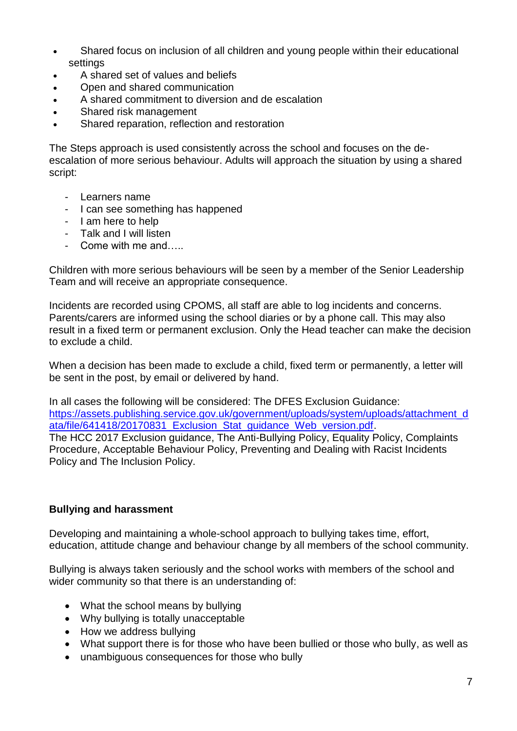- Shared focus on inclusion of all children and young people within their educational settings
- A shared set of values and beliefs
- Open and shared communication
- A shared commitment to diversion and de escalation
- Shared risk management
- Shared reparation, reflection and restoration

The Steps approach is used consistently across the school and focuses on the de-escalation of more serious behaviour. Adults will approach the situation by using a shared script:

- Learners name
- I can see something has happened
- I am here to help
- Talk and I will listen
- Come with me and…..

Children with more serious behaviours will be seen by a member of the Senior Leadership Team and will receive an appropriate consequence.

Incidents are recorded using CPOMS, all staff are able to log incidents and concerns. Parents/carers are informed using the school diaries or by a phone call. This may also result in a fixed term or permanent exclusion. Only the Head teacher can make the decision to exclude a child.

When a decision has been made to exclude a child, fixed term or permanently, a letter will be sent in the post, by email or delivered by hand.

In all cases the following will be considered: The DFES Exclusion Guidance: https://assets.publishing.service.gov.uk/government/uploads/system/uploads/attachment_data/file/641418/20170831_Exclusion_Stat_guidance_Web_version.pdf.
The HCC 2017 Exclusion guidance, The Anti-Bullying Policy, Equality Policy, Complaints Procedure, Acceptable Behaviour Policy, Preventing and Dealing with Racist Incidents Policy and The Inclusion Policy.

**Bullying and harassment**

Developing and maintaining a whole-school approach to bullying takes time, effort, education, attitude change and behaviour change by all members of the school community.

Bullying is always taken seriously and the school works with members of the school and wider community so that there is an understanding of:

- What the school means by bullying
- Why bullying is totally unacceptable
- How we address bullying
- What support there is for those who have been bullied or those who bully, as well as
- unambiguous consequences for those who bully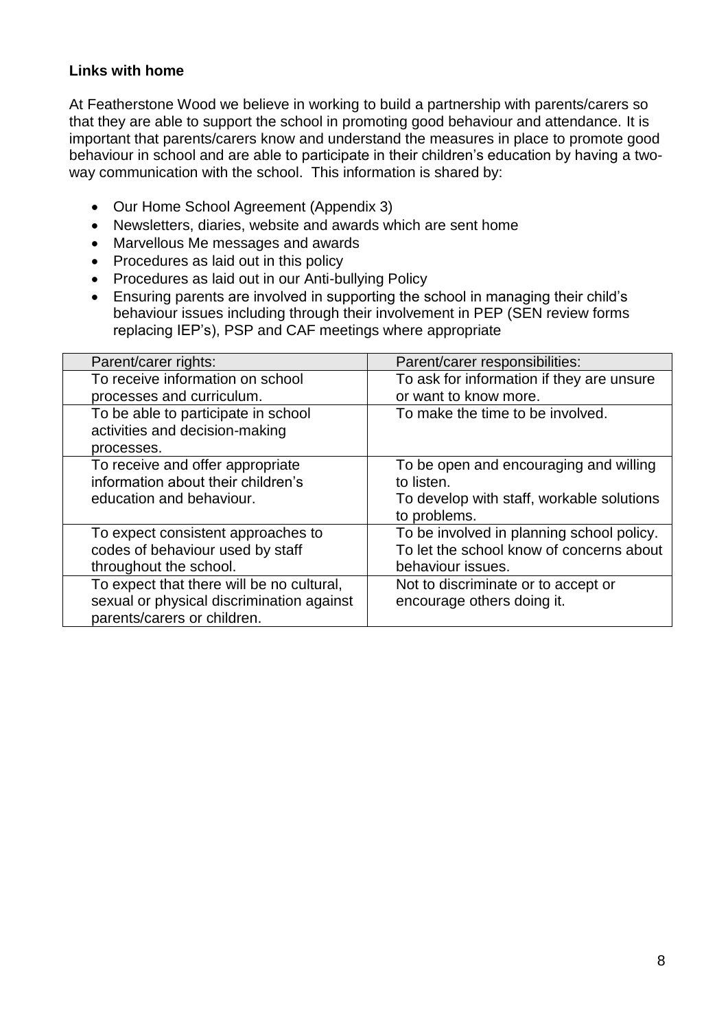### Links with home

At Featherstone Wood we believe in working to build a partnership with parents/carers so that they are able to support the school in promoting good behaviour and attendance. It is important that parents/carers know and understand the measures in place to promote good behaviour in school and are able to participate in their children's education by having a two-way communication with the school. This information is shared by:

- Our Home School Agreement (Appendix 3)
- Newsletters, diaries, website and awards which are sent home
- Marvellous Me messages and awards
- Procedures as laid out in this policy
- Procedures as laid out in our Anti-bullying Policy
- Ensuring parents are involved in supporting the school in managing their child's behaviour issues including through their involvement in PEP (SEN review forms replacing IEP's), PSP and CAF meetings where appropriate

| Parent/carer rights: | Parent/carer responsibilities: |
|---|---|
| To receive information on school processes and curriculum. | To ask for information if they are unsure or want to know more. |
| To be able to participate in school activities and decision-making processes. | To make the time to be involved. |
| To receive and offer appropriate information about their children's education and behaviour. | To be open and encouraging and willing to listen.<br>To develop with staff, workable solutions to problems. |
| To expect consistent approaches to codes of behaviour used by staff throughout the school. | To be involved in planning school policy.<br>To let the school know of concerns about behaviour issues. |
| To expect that there will be no cultural, sexual or physical discrimination against parents/carers or children. | Not to discriminate or to accept or encourage others doing it. |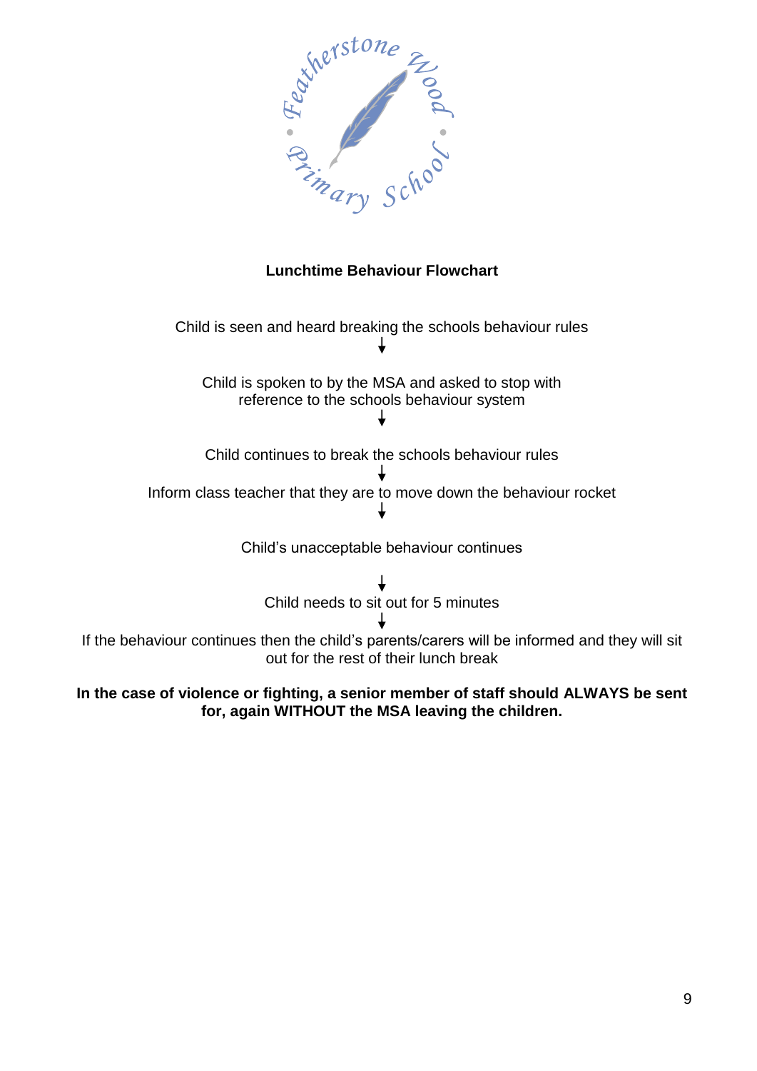## Lunchtime Behaviour Flowchart

Child is seen and heard breaking the schools behaviour rules

↓

Child is spoken to by the MSA and asked to stop with reference to the schools behaviour system

↓

Child continues to break the schools behaviour rules

↓

Inform class teacher that they are to move down the behaviour rocket

↓

Child's unacceptable behaviour continues

↓

Child needs to sit out for 5 minutes

↓

If the behaviour continues then the child's parents/carers will be informed and they will sit out for the rest of their lunch break

**In the case of violence or fighting, a senior member of staff should ALWAYS be sent for, again WITHOUT the MSA leaving the children.**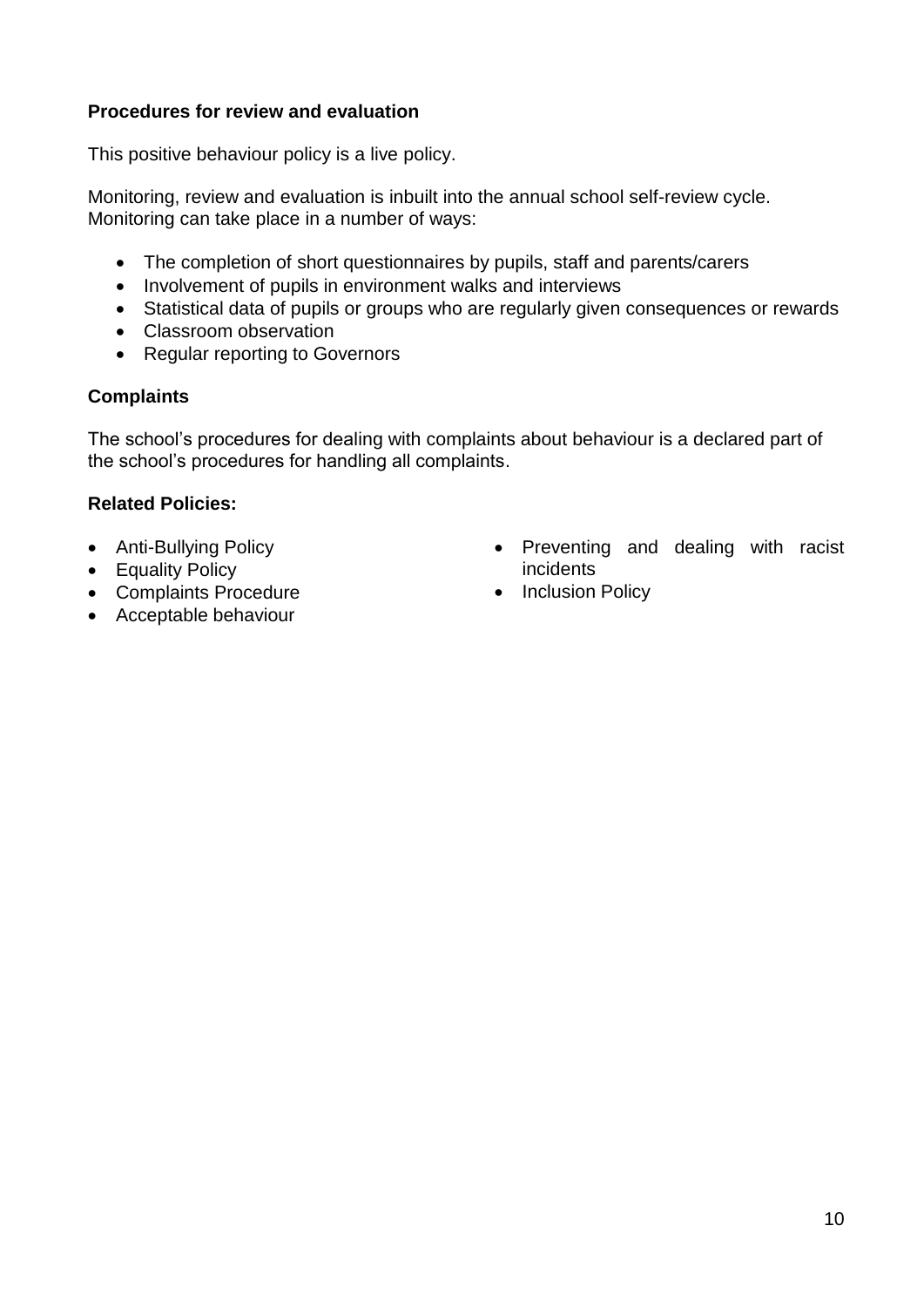**Procedures for review and evaluation**

This positive behaviour policy is a live policy.

Monitoring, review and evaluation is inbuilt into the annual school self-review cycle. Monitoring can take place in a number of ways:

- The completion of short questionnaires by pupils, staff and parents/carers
- Involvement of pupils in environment walks and interviews
- Statistical data of pupils or groups who are regularly given consequences or rewards
- Classroom observation
- Regular reporting to Governors

**Complaints**

The school's procedures for dealing with complaints about behaviour is a declared part of the school's procedures for handling all complaints.

**Related Policies:**

- Anti-Bullying Policy
- Equality Policy
- Complaints Procedure
- Acceptable behaviour
- Preventing and dealing with racist incidents
- Inclusion Policy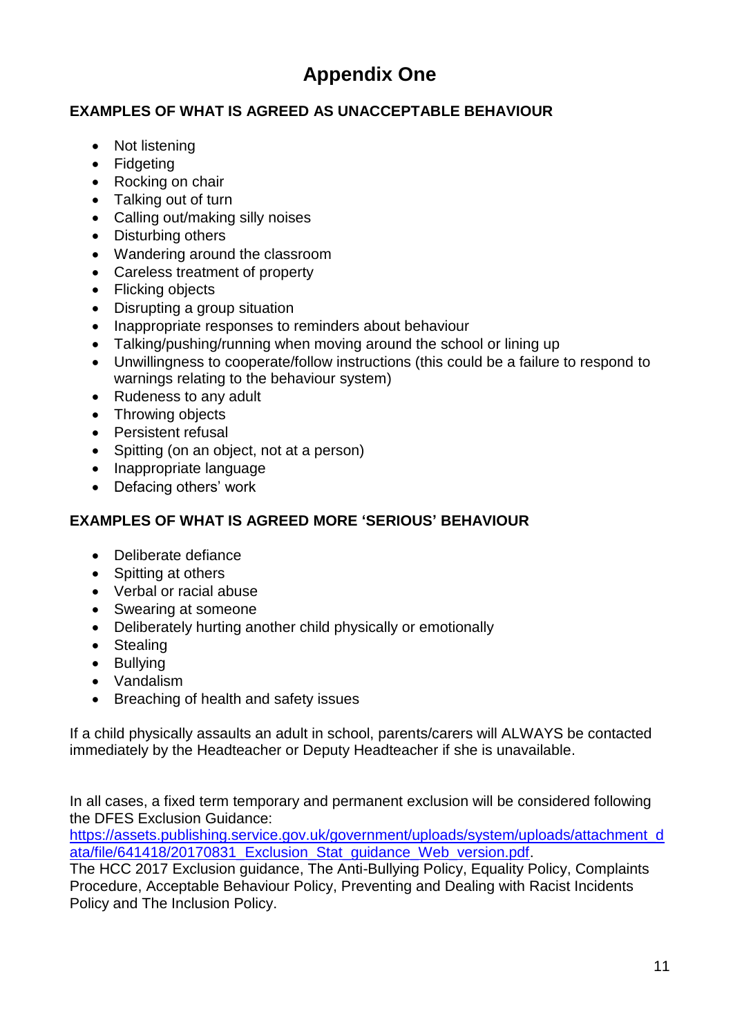# Appendix One

**EXAMPLES OF WHAT IS AGREED AS UNACCEPTABLE BEHAVIOUR**

- Not listening
- Fidgeting
- Rocking on chair
- Talking out of turn
- Calling out/making silly noises
- Disturbing others
- Wandering around the classroom
- Careless treatment of property
- Flicking objects
- Disrupting a group situation
- Inappropriate responses to reminders about behaviour
- Talking/pushing/running when moving around the school or lining up
- Unwillingness to cooperate/follow instructions (this could be a failure to respond to warnings relating to the behaviour system)
- Rudeness to any adult
- Throwing objects
- Persistent refusal
- Spitting (on an object, not at a person)
- Inappropriate language
- Defacing others' work

**EXAMPLES OF WHAT IS AGREED MORE 'SERIOUS' BEHAVIOUR**

- Deliberate defiance
- Spitting at others
- Verbal or racial abuse
- Swearing at someone
- Deliberately hurting another child physically or emotionally
- Stealing
- Bullying
- Vandalism
- Breaching of health and safety issues

If a child physically assaults an adult in school, parents/carers will ALWAYS be contacted immediately by the Headteacher or Deputy Headteacher if she is unavailable.

In all cases, a fixed term temporary and permanent exclusion will be considered following the DFES Exclusion Guidance:
https://assets.publishing.service.gov.uk/government/uploads/system/uploads/attachment_data/file/641418/20170831_Exclusion_Stat_guidance_Web_version.pdf.
The HCC 2017 Exclusion guidance, The Anti-Bullying Policy, Equality Policy, Complaints Procedure, Acceptable Behaviour Policy, Preventing and Dealing with Racist Incidents Policy and The Inclusion Policy.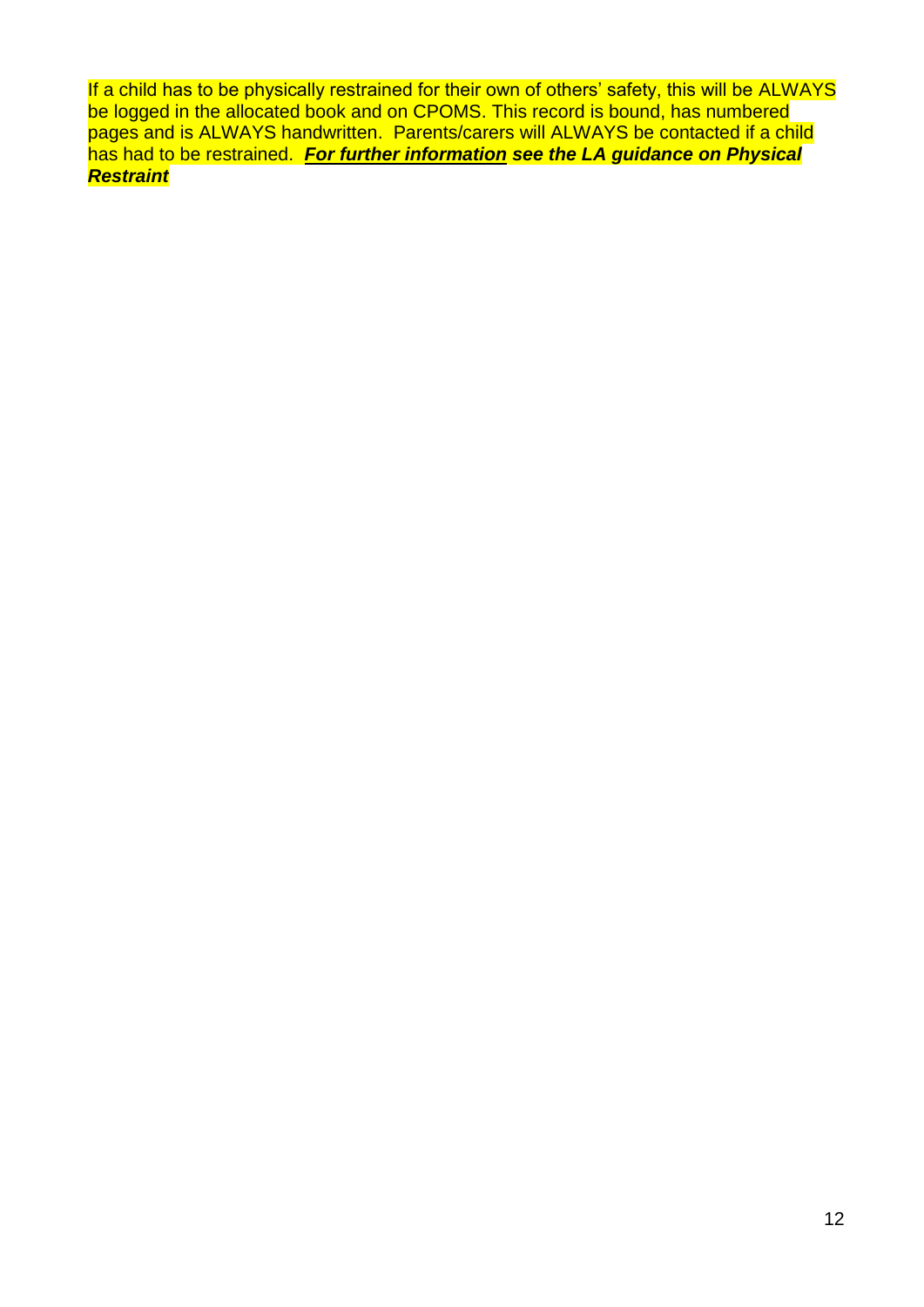If a child has to be physically restrained for their own of others' safety, this will be ALWAYS be logged in the allocated book and on CPOMS. This record is bound, has numbered pages and is ALWAYS handwritten. Parents/carers will ALWAYS be contacted if a child has had to be restrained. ***<u>For further information</u> see the LA guidance on Physical Restraint***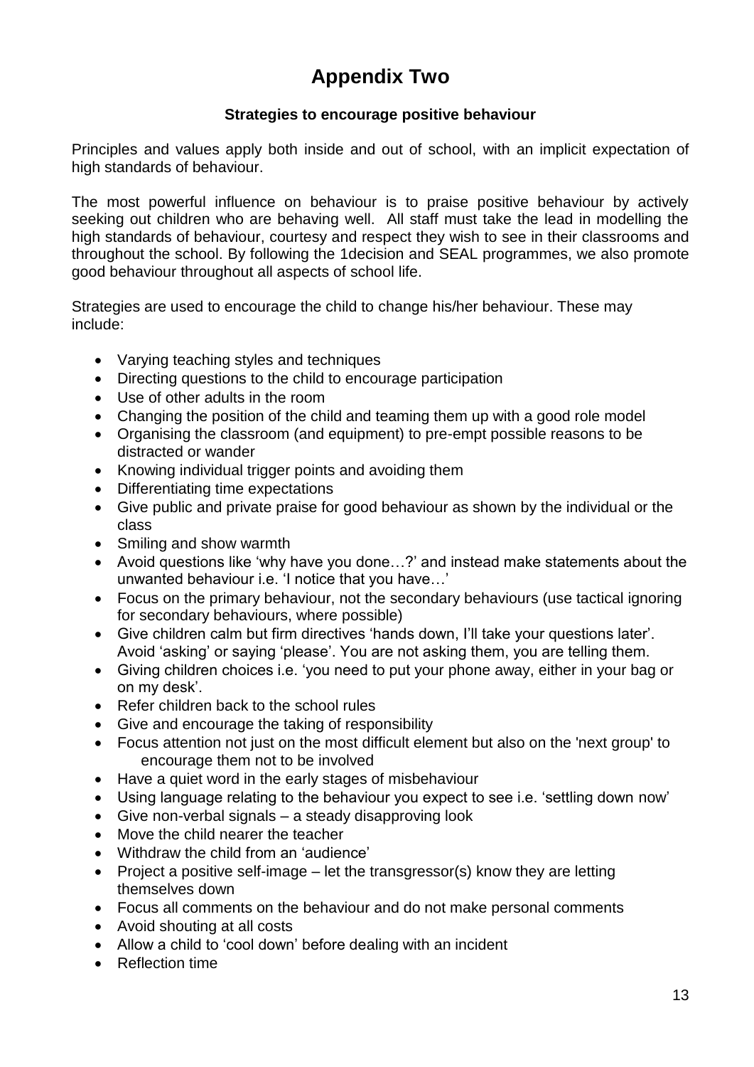# Appendix Two

### Strategies to encourage positive behaviour

Principles and values apply both inside and out of school, with an implicit expectation of high standards of behaviour.

The most powerful influence on behaviour is to praise positive behaviour by actively seeking out children who are behaving well. All staff must take the lead in modelling the high standards of behaviour, courtesy and respect they wish to see in their classrooms and throughout the school. By following the 1decision and SEAL programmes, we also promote good behaviour throughout all aspects of school life.

Strategies are used to encourage the child to change his/her behaviour. These may include:

- Varying teaching styles and techniques
- Directing questions to the child to encourage participation
- Use of other adults in the room
- Changing the position of the child and teaming them up with a good role model
- Organising the classroom (and equipment) to pre-empt possible reasons to be distracted or wander
- Knowing individual trigger points and avoiding them
- Differentiating time expectations
- Give public and private praise for good behaviour as shown by the individual or the class
- Smiling and show warmth
- Avoid questions like 'why have you done…?' and instead make statements about the unwanted behaviour i.e. 'I notice that you have…'
- Focus on the primary behaviour, not the secondary behaviours (use tactical ignoring for secondary behaviours, where possible)
- Give children calm but firm directives 'hands down, I'll take your questions later'. Avoid 'asking' or saying 'please'. You are not asking them, you are telling them.
- Giving children choices i.e. 'you need to put your phone away, either in your bag or on my desk'.
- Refer children back to the school rules
- Give and encourage the taking of responsibility
- Focus attention not just on the most difficult element but also on the 'next group' to encourage them not to be involved
- Have a quiet word in the early stages of misbehaviour
- Using language relating to the behaviour you expect to see i.e. 'settling down now'
- Give non-verbal signals – a steady disapproving look
- Move the child nearer the teacher
- Withdraw the child from an 'audience'
- Project a positive self-image – let the transgressor(s) know they are letting themselves down
- Focus all comments on the behaviour and do not make personal comments
- Avoid shouting at all costs
- Allow a child to 'cool down' before dealing with an incident
- Reflection time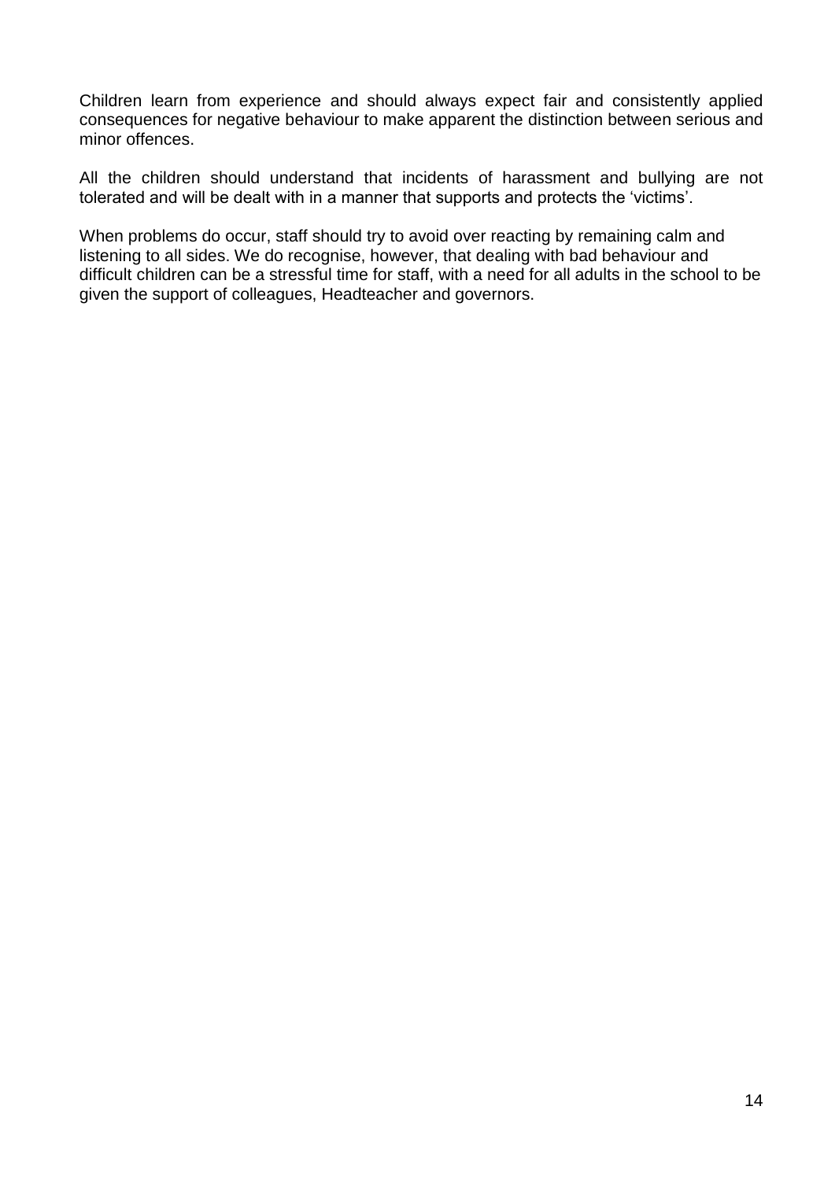Children learn from experience and should always expect fair and consistently applied consequences for negative behaviour to make apparent the distinction between serious and minor offences.

All the children should understand that incidents of harassment and bullying are not tolerated and will be dealt with in a manner that supports and protects the 'victims'.

When problems do occur, staff should try to avoid over reacting by remaining calm and listening to all sides. We do recognise, however, that dealing with bad behaviour and difficult children can be a stressful time for staff, with a need for all adults in the school to be given the support of colleagues, Headteacher and governors.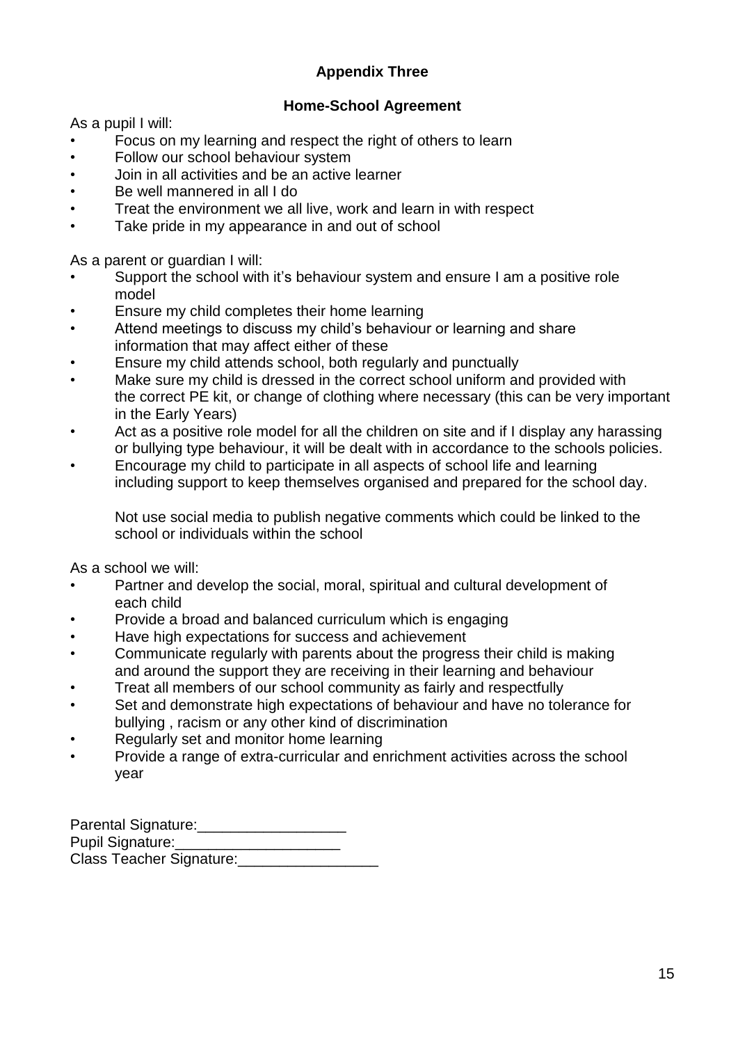## Appendix Three

### Home-School Agreement

As a pupil I will:

- Focus on my learning and respect the right of others to learn
- Follow our school behaviour system
- Join in all activities and be an active learner
- Be well mannered in all I do
- Treat the environment we all live, work and learn in with respect
- Take pride in my appearance in and out of school

As a parent or guardian I will:

- Support the school with it's behaviour system and ensure I am a positive role model
- Ensure my child completes their home learning
- Attend meetings to discuss my child's behaviour or learning and share information that may affect either of these
- Ensure my child attends school, both regularly and punctually
- Make sure my child is dressed in the correct school uniform and provided with the correct PE kit, or change of clothing where necessary (this can be very important in the Early Years)
- Act as a positive role model for all the children on site and if I display any harassing or bullying type behaviour, it will be dealt with in accordance to the schools policies.
- Encourage my child to participate in all aspects of school life and learning including support to keep themselves organised and prepared for the school day.

  Not use social media to publish negative comments which could be linked to the school or individuals within the school

As a school we will:

- Partner and develop the social, moral, spiritual and cultural development of each child
- Provide a broad and balanced curriculum which is engaging
- Have high expectations for success and achievement
- Communicate regularly with parents about the progress their child is making and around the support they are receiving in their learning and behaviour
- Treat all members of our school community as fairly and respectfully
- Set and demonstrate high expectations of behaviour and have no tolerance for bullying , racism or any other kind of discrimination
- Regularly set and monitor home learning
- Provide a range of extra-curricular and enrichment activities across the school year

Parental Signature:__________________
Pupil Signature:____________________
Class Teacher Signature:_________________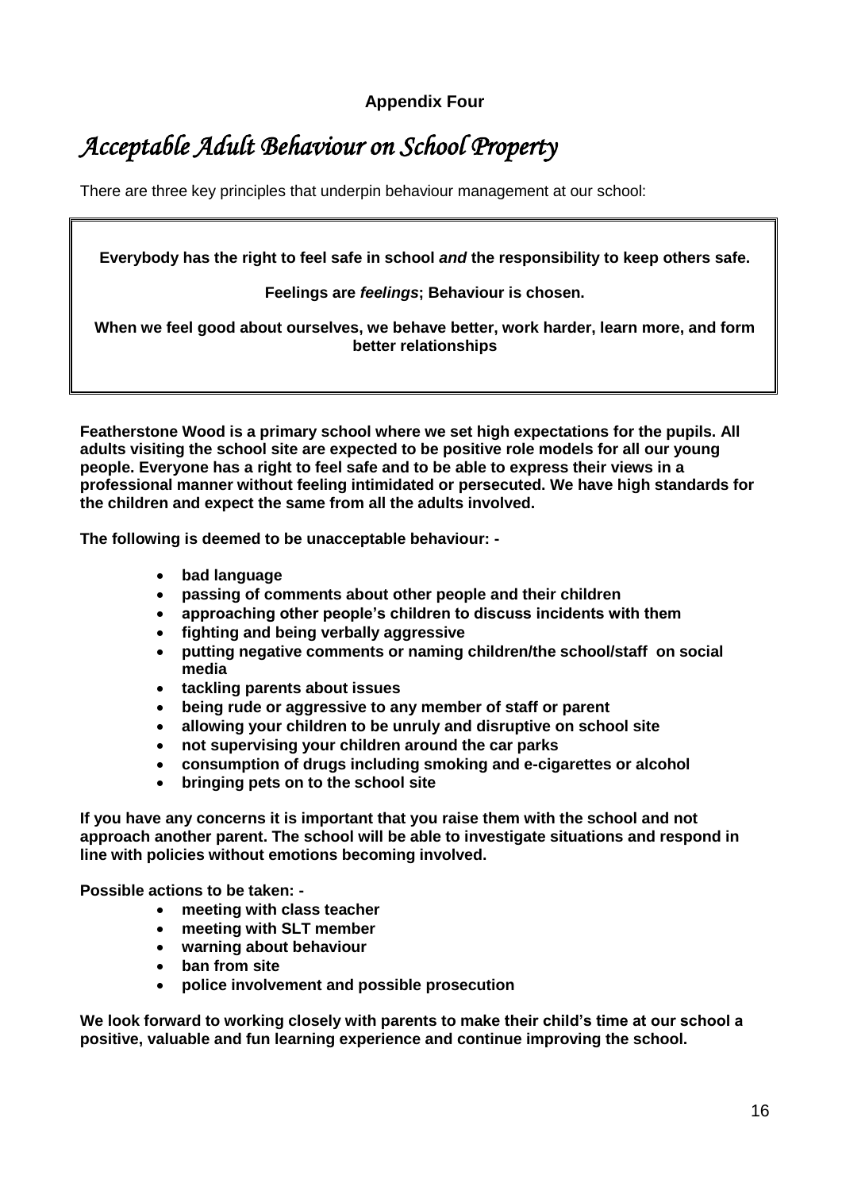**Appendix Four**

# *Acceptable Adult Behaviour on School Property*

There are three key principles that underpin behaviour management at our school:

**Everybody has the right to feel safe in school *and* the responsibility to keep others safe.**

**Feelings are *feelings*; Behaviour is chosen.**

**When we feel good about ourselves, we behave better, work harder, learn more, and form better relationships**

**Featherstone Wood is a primary school where we set high expectations for the pupils. All adults visiting the school site are expected to be positive role models for all our young people. Everyone has a right to feel safe and to be able to express their views in a professional manner without feeling intimidated or persecuted. We have high standards for the children and expect the same from all the adults involved.**

**The following is deemed to be unacceptable behaviour: -**

- **bad language**
- **passing of comments about other people and their children**
- **approaching other people's children to discuss incidents with them**
- **fighting and being verbally aggressive**
- **putting negative comments or naming children/the school/staff on social media**
- **tackling parents about issues**
- **being rude or aggressive to any member of staff or parent**
- **allowing your children to be unruly and disruptive on school site**
- **not supervising your children around the car parks**
- **consumption of drugs including smoking and e-cigarettes or alcohol**
- **bringing pets on to the school site**

**If you have any concerns it is important that you raise them with the school and not approach another parent. The school will be able to investigate situations and respond in line with policies without emotions becoming involved.**

**Possible actions to be taken: -**

- **meeting with class teacher**
- **meeting with SLT member**
- **warning about behaviour**
- **ban from site**
- **police involvement and possible prosecution**

**We look forward to working closely with parents to make their child's time at our school a positive, valuable and fun learning experience and continue improving the school.**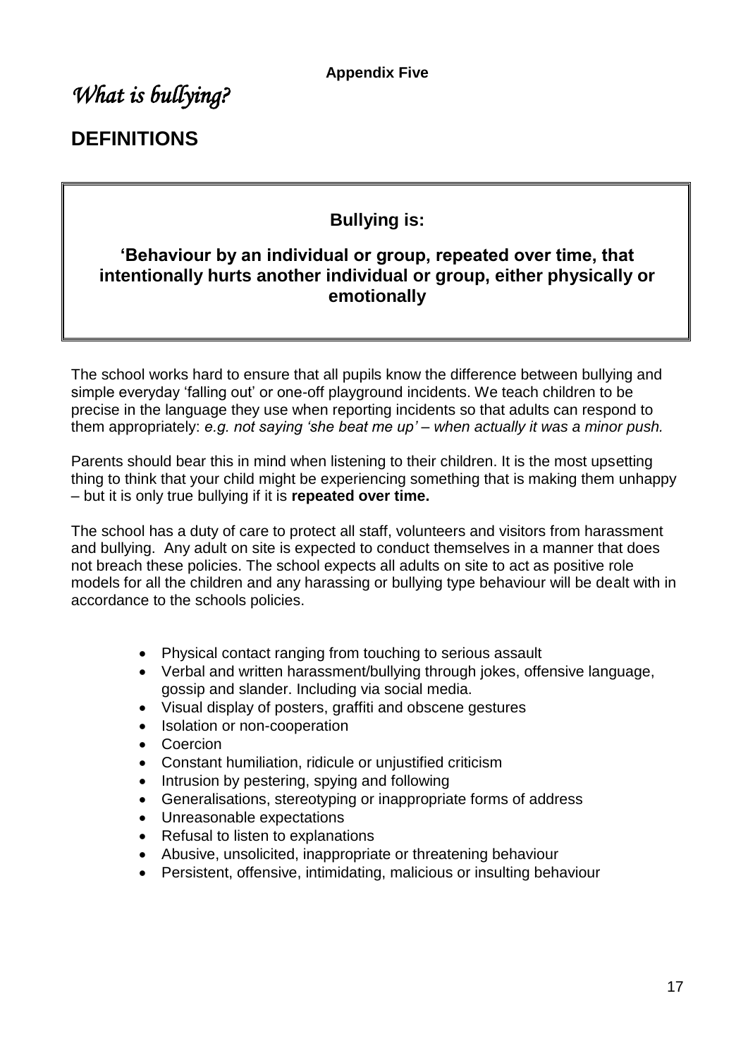**Appendix Five**

# *What is bullying?*

## DEFINITIONS

**Bullying is:**

**'Behaviour by an individual or group, repeated over time, that intentionally hurts another individual or group, either physically or emotionally**

The school works hard to ensure that all pupils know the difference between bullying and simple everyday 'falling out' or one-off playground incidents. We teach children to be precise in the language they use when reporting incidents so that adults can respond to them appropriately: *e.g. not saying 'she beat me up' – when actually it was a minor push.*

Parents should bear this in mind when listening to their children. It is the most upsetting thing to think that your child might be experiencing something that is making them unhappy – but it is only true bullying if it is **repeated over time.**

The school has a duty of care to protect all staff, volunteers and visitors from harassment and bullying. Any adult on site is expected to conduct themselves in a manner that does not breach these policies. The school expects all adults on site to act as positive role models for all the children and any harassing or bullying type behaviour will be dealt with in accordance to the schools policies.

- Physical contact ranging from touching to serious assault
- Verbal and written harassment/bullying through jokes, offensive language, gossip and slander. Including via social media.
- Visual display of posters, graffiti and obscene gestures
- Isolation or non-cooperation
- Coercion
- Constant humiliation, ridicule or unjustified criticism
- Intrusion by pestering, spying and following
- Generalisations, stereotyping or inappropriate forms of address
- Unreasonable expectations
- Refusal to listen to explanations
- Abusive, unsolicited, inappropriate or threatening behaviour
- Persistent, offensive, intimidating, malicious or insulting behaviour